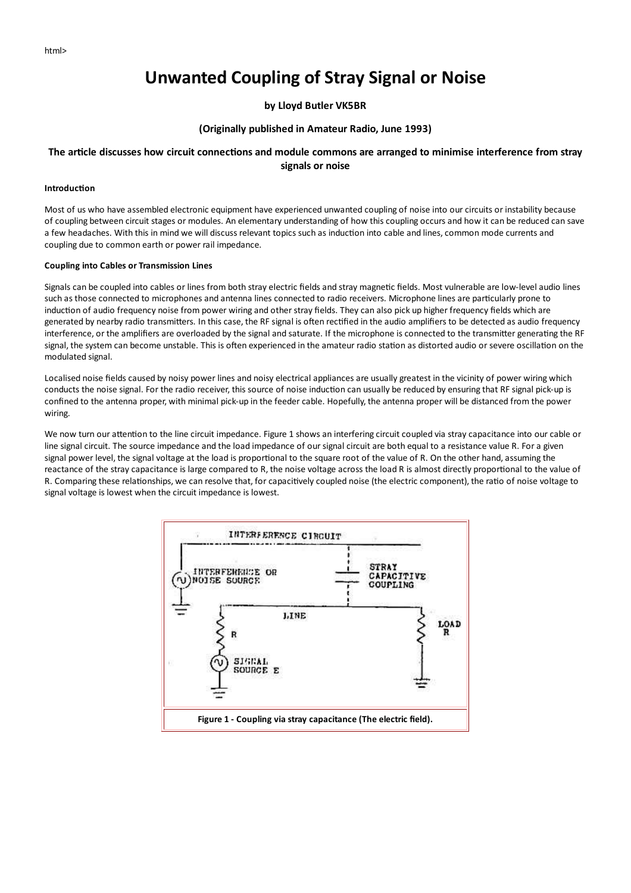html>

# Unwanted Coupling of Stray Signal or Noise

**by Lloyd Butler VK5BR**

**(Originally published in Amateur Radio, June 1993)**

**The article discusses how circuit connections and module commons are arranged to minimise interference from stray signals or noise**

#### Introduction

Most of us who have assembled electronic equipment have experienced unwanted coupling of noise into our circuits or instability because of coupling between circuit stages or modules. An elementary understanding of how this coupling occurs and how it can be reduced can save a few headaches. With this in mind we will discuss relevant topics such as induction into cable and lines, common mode currents and coupling due to common earth or power rail impedance.

#### Coupling into Cables or Transmission Lines

Signals can be coupled into cables or lines from both stray electric fields and stray magnetic fields. Most vulnerable are low-level audio lines such as those connected to microphones and antenna lines connected to radio receivers. Microphone lines are particularly prone to induction of audio frequency noise from power wiring and other stray fields. They can also pick up higher frequency fields which are generated by nearby radio transmitters. In this case, the RF signal is often rectified in the audio amplifiers to be detected as audio frequency interference, or the amplifiers are overloaded by the signal and saturate. If the microphone is connected to the transmitter generating the RF signal, the system can become unstable. This is often experienced in the amateur radio station as distorted audio or severe oscillation on the modulated signal.

Localised noise fields caused by noisy power lines and noisy electrical appliances are usually greatest in the vicinity of power wiring which conducts the noise signal. For the radio receiver, this source of noise induction can usually be reduced by ensuring that RF signal pick-up is confined to the antenna proper, with minimal pick-up in the feeder cable. Hopefully, the antenna proper will be distanced from the power wiring.

We now turn our attention to the line circuit impedance. Figure 1 shows an interfering circuit coupled via stray capacitance into our cable or line signal circuit. The source impedance and the load impedance of our signal circuit are both equal to a resistance value R. For a given signal power level, the signal voltage at the load is proportional to the square root of the value of R. On the other hand, assuming the reactance of the stray capacitance is large compared to R, the noise voltage across the load R is almost directly proportional to the value of R. Comparing these relationships, we can resolve that, for capacitively coupled noise (the electric component), the ratio of noise voltage to signal voltage is lowest when the circuit impedance is lowest.

**Figure 1 - Coupling via stray capacitance (The electric field).**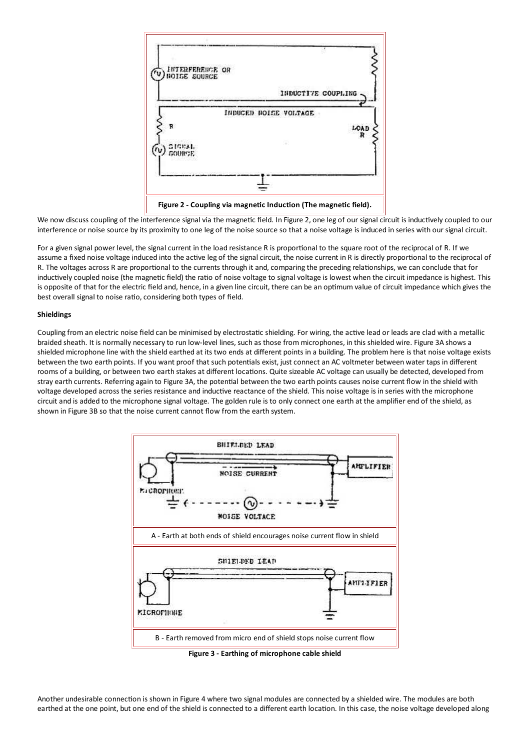Figure 2 - Coupling via magnetic Induction (The magnetic field).

We now discuss coupling of the interference signal via the magnetic field. In Figure 2, one leg of our signal circuit is inductively coupled to our interference or noise source by its proximity to one leg of the noise source so that a noise voltage is induced in series with our signal circuit.

For a given signal power level, the signal current in the load resistance R is proportional to the square root of the reciprocal of R. If we assume a fixed noise voltage induced into the active leg of the signal circuit, the noise current in R is directly proportional to the reciprocal of R. The voltages across R are proportional to the currents through it and, comparing the preceding relationships, we can conclude that for inductively coupled noise (the magnetic field) the ratio of noise voltage to signal voltage is lowest when the circuit impedance is highest. This is opposite of that for the electric field and, hence, in a given line circuit, there can be an optimum value of circuit impedance which gives the best overall signal to noise ratio, considering both types of field.

**Shieldings**

Coupling from an electric noise field can be minimised by electrostatic shielding. For wiring, the active lead or leads are clad with a metallic braided sheath. It is normally necessary to run low-level lines, such as those from microphones, in this shielded wire. Figure 3A shows a shielded microphone line with the shield earthed at its two ends at different points in a building. The problem here is that noise voltage exists between the two earth points. If you want proof that such potentials exist, just connect an AC voltmeter between water taps in different rooms of a building, or between two earth stakes at different locations. Quite sizeable AC voltage can usually be detected, developed from stray earth currents. Referring again to Figure 3A, the potential between the two earth points causes noise current flow in the shield with voltage developed across the series resistance and inductive reactance of the shield. This noise voltage is in series with the microphone circuit and is added to the microphone signal voltage. The golden rule is to only connect one earth at the amplifier end of the shield, as shown in Figure 3B so that the noise current cannot flow from the earth system.

A - Earth at both ends of shield encourages noise current flow in shield

B - Earth removed from micro end of shield stops noise current flow

**Figure 3 - Earthing of microphone cable shield**

Another undesirable connection is shown in Figure 4 where two signal modules are connected by a shielded wire. The modules are both earthed at the one point, but one end of the shield is connected to a different earth location. In this case, the noise voltage developed along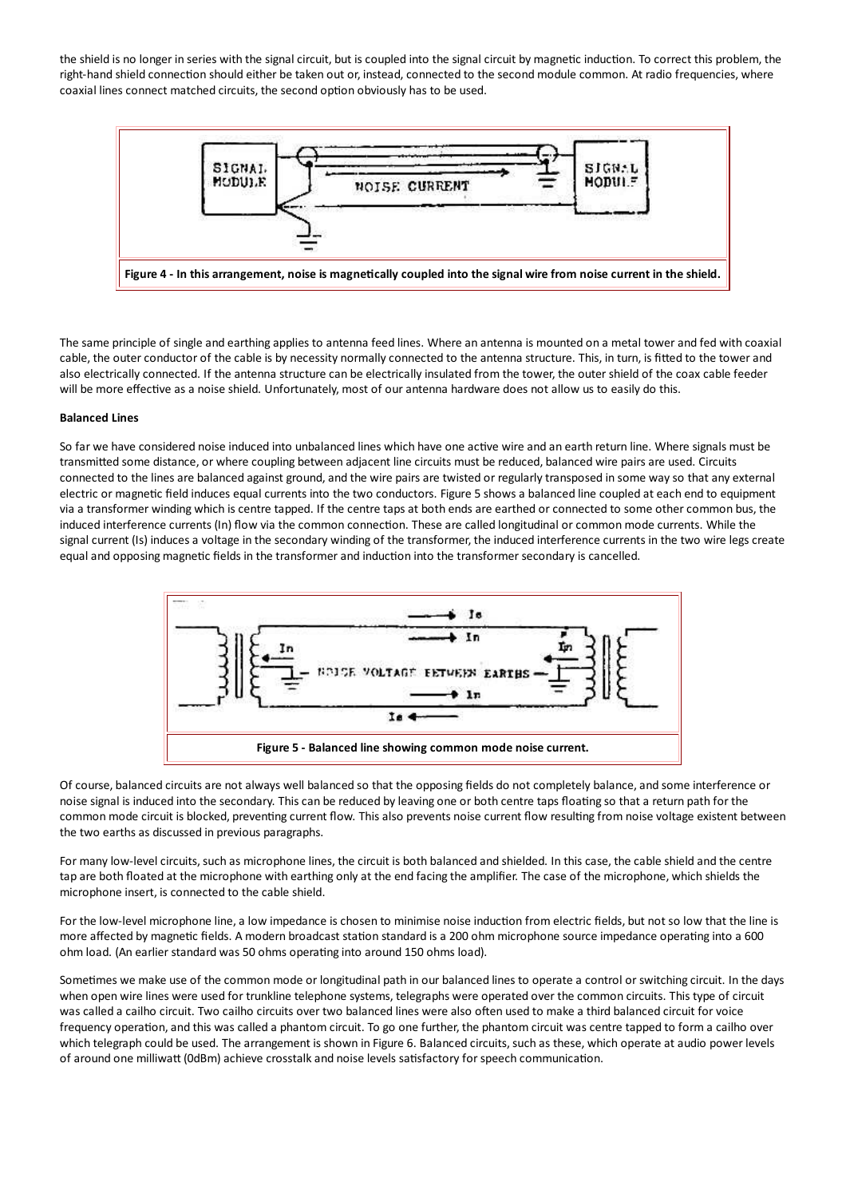the shield is no longer in series with the signal circuit, but is coupled into the signal circuit by magnetic induction. To correct this problem, the right-hand shield connection should either be taken out or, instead, connected to the second module common. At radio frequencies, where coaxial lines connect matched circuits, the second option obviously has to be used.

**Figure 4 - In this arrangement, noise is magnetically coupled into the signal wire from noise current in the shield.**

The same principle of single and earthing applies to antenna feed lines. Where an antenna is mounted on a metal tower and fed with coaxial cable, the outer conductor of the cable is by necessity normally connected to the antenna structure. This, in turn, is fitted to the tower and also electrically connected. If the antenna structure can be electrically insulated from the tower, the outer shield of the coax cable feeder will be more effective as a noise shield. Unfortunately, most of our antenna hardware does not allow us to easily do this.

**Balanced Lines**

So far we have considered noise induced into unbalanced lines which have one active wire and an earth return line. Where signals must be transmitted some distance, or where coupling between adjacent line circuits must be reduced, balanced wire pairs are used. Circuits connected to the lines are balanced against ground, and the wire pairs are twisted or regularly transposed in some way so that any external electric or magnetic field induces equal currents into the two conductors. Figure 5 shows a balanced line coupled at each end to equipment via a transformer winding which is centre tapped. If the centre taps at both ends are earthed or connected to some other common bus, the induced interference currents (In) flow via the common connection. These are called longitudinal or common mode currents. While the signal current (Is) induces a voltage in the secondary winding of the transformer, the induced interference currents in the two wire legs create equal and opposing magnetic fields in the transformer and induction into the transformer secondary is cancelled.

**Figure 5 - Balanced line showing common mode noise current.**

Of course, balanced circuits are not always well balanced so that the opposing fields do not completely balance, and some interference or noise signal is induced into the secondary. This can be reduced by leaving one or both centre taps floating so that a return path for the common mode circuit is blocked, preventing current flow. This also prevents noise current flow resulting from noise voltage existent between the two earths as discussed in previous paragraphs.

For many low-level circuits, such as microphone lines, the circuit is both balanced and shielded. In this case, the cable shield and the centre tap are both floated at the microphone with earthing only at the end facing the amplifier. The case of the microphone, which shields the microphone insert, is connected to the cable shield.

For the low-level microphone line, a low impedance is chosen to minimise noise induction from electric fields, but not so low that the line is more affected by magnetic fields. A modern broadcast station standard is a 200 ohm microphone source impedance operating into a 600 ohm load. (An earlier standard was 50 ohms operating into around 150 ohms load).

Sometimes we make use of the common mode or longitudinal path in our balanced lines to operate a control or switching circuit. In the days when open wire lines were used for trunkline telephone systems, telegraphs were operated over the common circuits. This type of circuit was called a cailho circuit. Two cailho circuits over two balanced lines were also often used to make a third balanced circuit for voice frequency operation, and this was called a phantom circuit. To go one further, the phantom circuit was centre tapped to form a cailho over which telegraph could be used. The arrangement is shown in Figure 6. Balanced circuits, such as these, which operate at audio power levels of around one milliwatt (0dBm) achieve crosstalk and noise levels satisfactory for speech communication.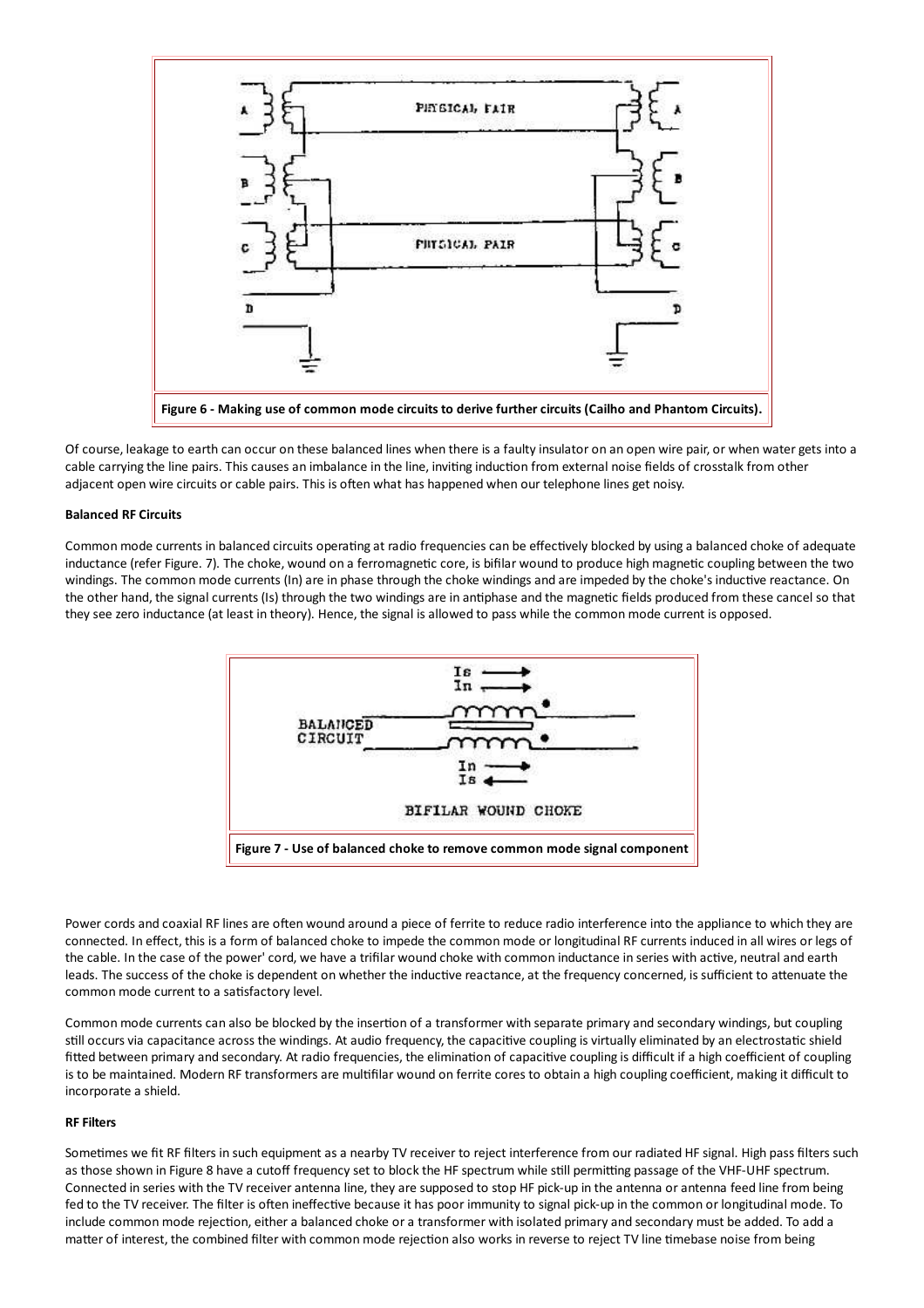Figure 6 - Making use of common mode circuits to derive further circuits (Cailho and Phantom Circuits).

Of course, leakage to earth can occur on these balanced lines when there is a faulty insulator on an open wire pair, or when water gets into a cable carrying the line pairs. This causes an imbalance in the line, inviting induction from external noise fields of crosstalk from other adjacent open wire circuits or cable pairs. This is often what has happened when our telephone lines get noisy.

**Balanced RF Circuits**

Common mode currents in balanced circuits operating at radio frequencies can be effectively blocked by using a balanced choke of adequate inductance (refer Figure. 7). The choke, wound on a ferromagnetic core, is bifilar wound to produce high magnetic coupling between the two windings. The common mode currents (In) are in phase through the choke windings and are impeded by the choke's inductive reactance. On the other hand, the signal currents (Is) through the two windings are in antiphase and the magnetic fields produced from these cancel so that they see zero inductance (at least in theory). Hence, the signal is allowed to pass while the common mode current is opposed.

Figure 7 - Use of balanced choke to remove common mode signal component

Power cords and coaxial RF lines are often wound around a piece of ferrite to reduce radio interference into the appliance to which they are connected. In effect, this is a form of balanced choke to impede the common mode or longitudinal RF currents induced in all wires or legs of the cable. In the case of the power' cord, we have a trifilar wound choke with common inductance in series with active, neutral and earth leads. The success of the choke is dependent on whether the inductive reactance, at the frequency concerned, is sufficient to attenuate the common mode current to a satisfactory level.

Common mode currents can also be blocked by the insertion of a transformer with separate primary and secondary windings, but coupling still occurs via capacitance across the windings. At audio frequency, the capacitive coupling is virtually eliminated by an electrostatic shield fitted between primary and secondary. At radio frequencies, the elimination of capacitive coupling is difficult if a high coefficient of coupling is to be maintained. Modern RF transformers are multifilar wound on ferrite cores to obtain a high coupling coefficient, making it difficult to incorporate a shield.

**RF Filters**

Sometimes we fit RF filters in such equipment as a nearby TV receiver to reject interference from our radiated HF signal. High pass filters such as those shown in Figure 8 have a cutoff frequency set to block the HF spectrum while still permitting passage of the VHF-UHF spectrum. Connected in series with the TV receiver antenna line, they are supposed to stop HF pick-up in the antenna or antenna feed line from being fed to the TV receiver. The filter is often ineffective because it has poor immunity to signal pick-up in the common or longitudinal mode. To include common mode rejection, either a balanced choke or a transformer with isolated primary and secondary must be added. To add a matter of interest, the combined filter with common mode rejection also works in reverse to reject TV line timebase noise from being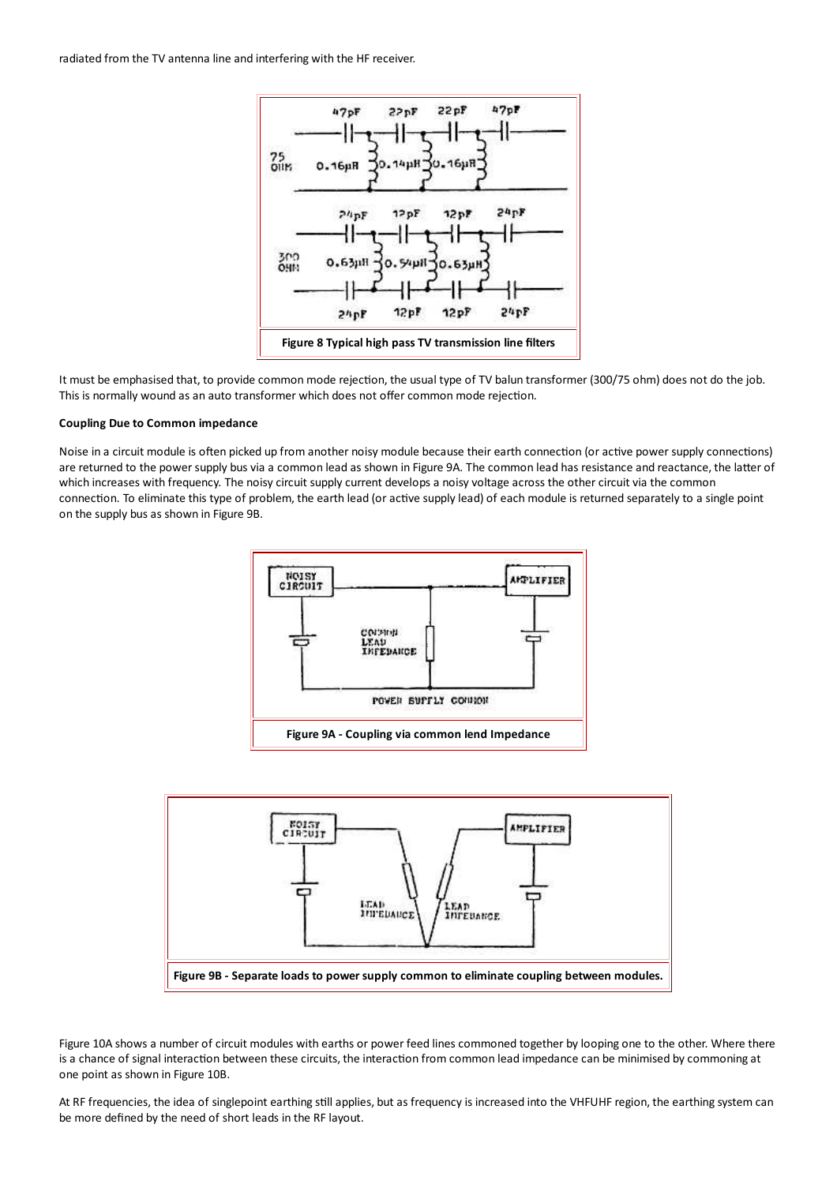radiated from the TV antenna line and interfering with the HF receiver.

Figure 8 Typical high pass TV transmission line filters

It must be emphasised that, to provide common mode rejection, the usual type of TV balun transformer (300/75 ohm) does not do the job. This is normally wound as an auto transformer which does not offer common mode rejection.

**Coupling Due to Common impedance**

Noise in a circuit module is often picked up from another noisy module because their earth connection (or active power supply connections) are returned to the power supply bus via a common lead as shown in Figure 9A. The common lead has resistance and reactance, the latter of which increases with frequency. The noisy circuit supply current develops a noisy voltage across the other circuit via the common connection. To eliminate this type of problem, the earth lead (or active supply lead) of each module is returned separately to a single point on the supply bus as shown in Figure 9B.

Figure 9A - Coupling via common lend Impedance

Figure 9B - Separate loads to power supply common to eliminate coupling between modules.

Figure 10A shows a number of circuit modules with earths or power feed lines commoned together by looping one to the other. Where there is a chance of signal interaction between these circuits, the interaction from common lead impedance can be minimised by commoning at one point as shown in Figure 10B.

At RF frequencies, the idea of singlepoint earthing still applies, but as frequency is increased into the VHFUHF region, the earthing system can be more defined by the need of short leads in the RF layout.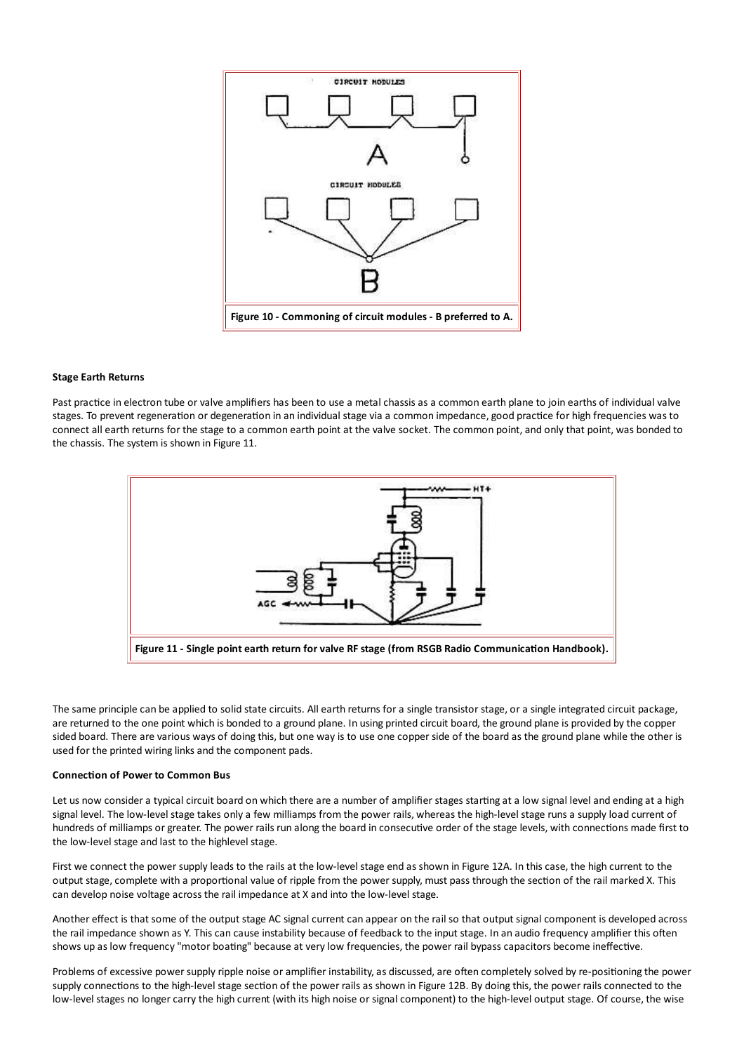Figure 10 - Commoning of circuit modules - B preferred to A.

**Stage Earth Returns**

Past practice in electron tube or valve amplifiers has been to use a metal chassis as a common earth plane to join earths of individual valve stages. To prevent regeneration or degeneration in an individual stage via a common impedance, good practice for high frequencies was to connect all earth returns for the stage to a common earth point at the valve socket. The common point, and only that point, was bonded to the chassis. The system is shown in Figure 11.

Figure 11 - Single point earth return for valve RF stage (from RSGB Radio Communication Handbook).

The same principle can be applied to solid state circuits. All earth returns for a single transistor stage, or a single integrated circuit package, are returned to the one point which is bonded to a ground plane. In using printed circuit board, the ground plane is provided by the copper sided board. There are various ways of doing this, but one way is to use one copper side of the board as the ground plane while the other is used for the printed wiring links and the component pads.

**Connection of Power to Common Bus**

Let us now consider a typical circuit board on which there are a number of amplifier stages starting at a low signal level and ending at a high signal level. The low-level stage takes only a few milliamps from the power rails, whereas the high-level stage runs a supply load current of hundreds of milliamps or greater. The power rails run along the board in consecutive order of the stage levels, with connections made first to the low-level stage and last to the highlevel stage.

First we connect the power supply leads to the rails at the low-level stage end as shown in Figure 12A. In this case, the high current to the output stage, complete with a proportional value of ripple from the power supply, must pass through the section of the rail marked X. This can develop noise voltage across the rail impedance at X and into the low-level stage.

Another effect is that some of the output stage AC signal current can appear on the rail so that output signal component is developed across the rail impedance shown as Y. This can cause instability because of feedback to the input stage. In an audio frequency amplifier this often shows up as low frequency "motor boating" because at very low frequencies, the power rail bypass capacitors become ineffective.

Problems of excessive power supply ripple noise or amplifier instability, as discussed, are often completely solved by re-positioning the power supply connections to the high-level stage section of the power rails as shown in Figure 12B. By doing this, the power rails connected to the low-level stages no longer carry the high current (with its high noise or signal component) to the high-level output stage. Of course, the wise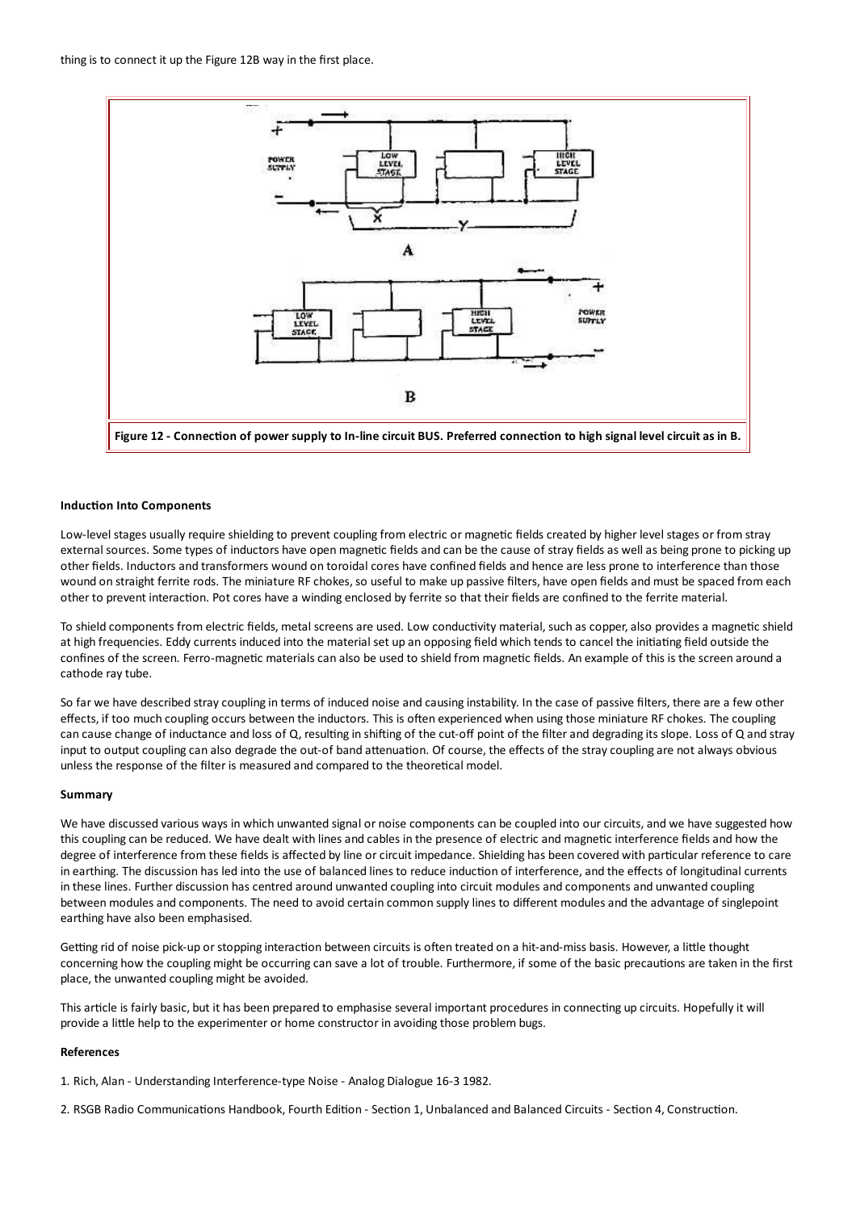thing is to connect it up the Figure 12B way in the first place.

**Figure 12 - Connection of power supply to In-line circuit BUS. Preferred connection to high signal level circuit as in B.**

#### Induction Into Components

Low-level stages usually require shielding to prevent coupling from electric or magnetic fields created by higher level stages or from stray external sources. Some types of inductors have open magnetic fields and can be the cause of stray fields as well as being prone to picking up other fields. Inductors and transformers wound on toroidal cores have confined fields and hence are less prone to interference than those wound on straight ferrite rods. The miniature RF chokes, so useful to make up passive filters, have open fields and must be spaced from each other to prevent interaction. Pot cores have a winding enclosed by ferrite so that their fields are confined to the ferrite material.

To shield components from electric fields, metal screens are used. Low conductivity material, such as copper, also provides a magnetic shield at high frequencies. Eddy currents induced into the material set up an opposing field which tends to cancel the initiating field outside the confines of the screen. Ferro-magnetic materials can also be used to shield from magnetic fields. An example of this is the screen around a cathode ray tube.

So far we have described stray coupling in terms of induced noise and causing instability. In the case of passive filters, there are a few other effects, if too much coupling occurs between the inductors. This is often experienced when using those miniature RF chokes. The coupling can cause change of inductance and loss of Q, resulting in shifting of the cut-off point of the filter and degrading its slope. Loss of Q and stray input to output coupling can also degrade the out-of band attenuation. Of course, the effects of the stray coupling are not always obvious unless the response of the filter is measured and compared to the theoretical model.

#### Summary

We have discussed various ways in which unwanted signal or noise components can be coupled into our circuits, and we have suggested how this coupling can be reduced. We have dealt with lines and cables in the presence of electric and magnetic interference fields and how the degree of interference from these fields is affected by line or circuit impedance. Shielding has been covered with particular reference to care in earthing. The discussion has led into the use of balanced lines to reduce induction of interference, and the effects of longitudinal currents in these lines. Further discussion has centred around unwanted coupling into circuit modules and components and unwanted coupling between modules and components. The need to avoid certain common supply lines to different modules and the advantage of singlepoint earthing have also been emphasised.

Getting rid of noise pick-up or stopping interaction between circuits is often treated on a hit-and-miss basis. However, a little thought concerning how the coupling might be occurring can save a lot of trouble. Furthermore, if some of the basic precautions are taken in the first place, the unwanted coupling might be avoided.

This article is fairly basic, but it has been prepared to emphasise several important procedures in connecting up circuits. Hopefully it will provide a little help to the experimenter or home constructor in avoiding those problem bugs.

#### References

1. Rich, Alan - Understanding Interference-type Noise - Analog Dialogue 16-3 1982.

2. RSGB Radio Communications Handbook, Fourth Edition - Section 1, Unbalanced and Balanced Circuits - Section 4, Construction.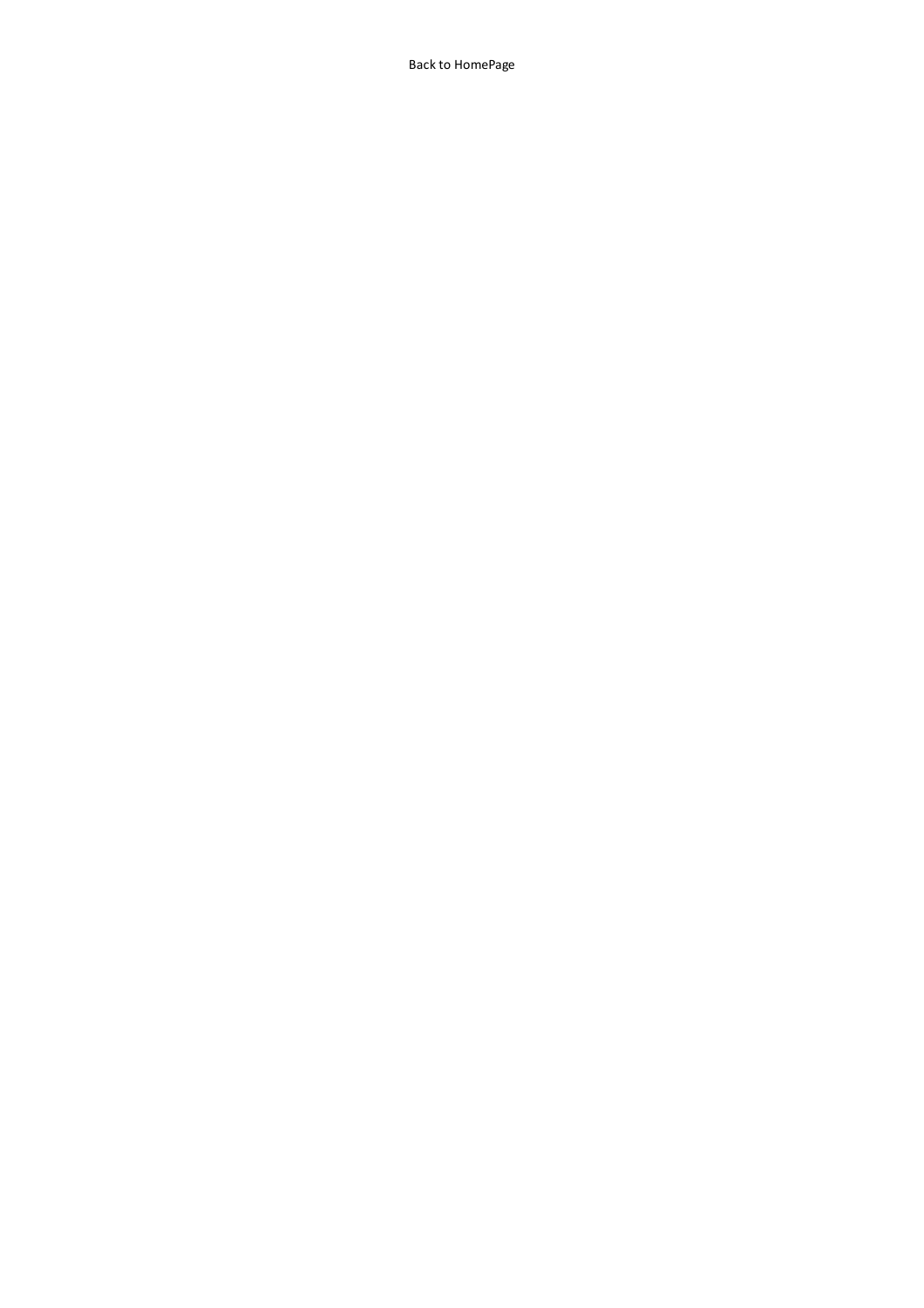Back to HomePage